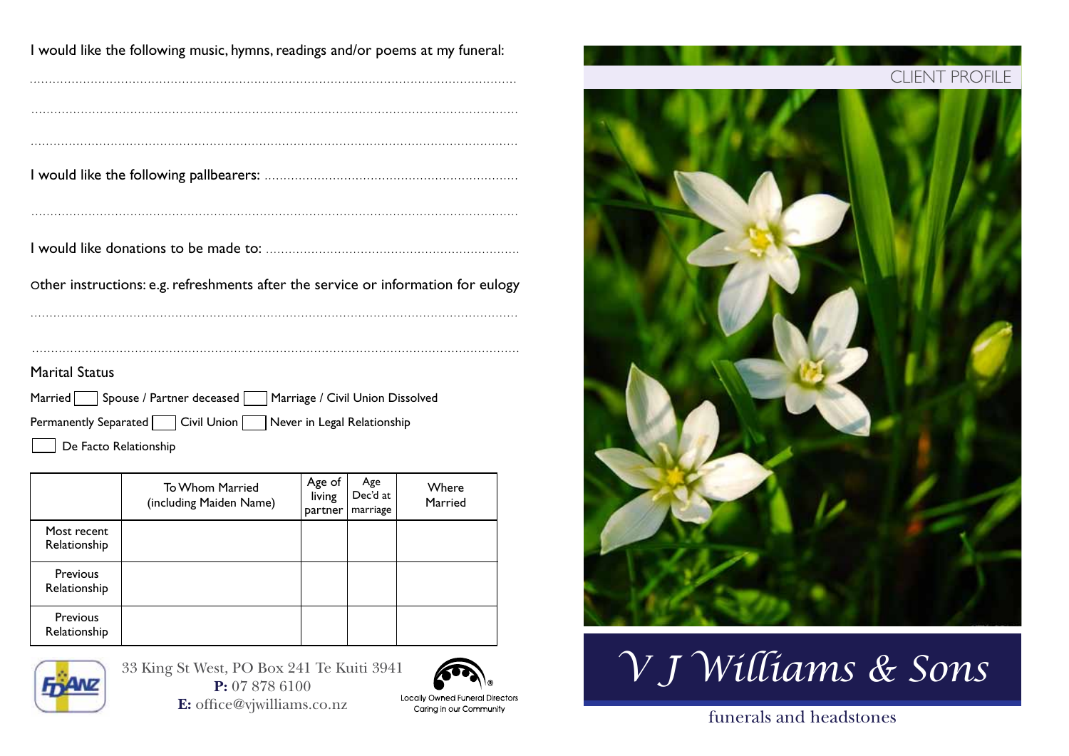I would like the following music, hymns, readings and/or poems at my funeral:

..............................................................................................................................

..............................................................................................................................

..............................................................................................................................

I would like the following pallbearers: ..................................................................

..............................................................................................................................

I would like donations to be made to: ..................................................................

Other instructions: e.g. refreshments after the service or information for eulogy

..............................................................................................................................

..............................................................................................................................

## Marital Status

Married ☐ Spouse / Partner deceased ☐ Marriage / Civil Union Dissolved

Permanently Separated ☐ Civil Union ☐ Never in Legal Relationship

☐ De Facto Relationship

| | To Whom Married (including Maiden Name) | Age of living partner | Age Dec'd at marriage | Where Married |
|---|---|---|---|---|
| Most recent Relationship | | | | |
| Previous Relationship | | | | |
| Previous Relationship | | | | |

33 King St West, PO Box 241 Te Kuiti 3941
**P:** 07 878 6100
**E:** office@vjwilliams.co.nz

Locally Owned Funeral Directors
Caring in our Community

CLIENT PROFILE

# *V J Williams & Sons*

funerals and headstones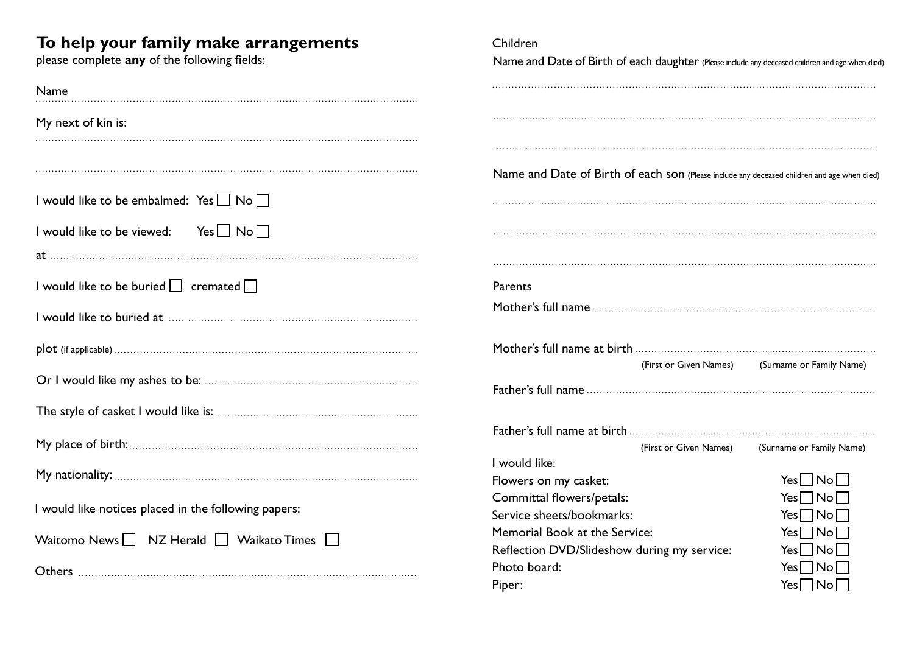## To help your family make arrangements

please complete **any** of the following fields:

Name ..............................................................................................................

My next of kin is:

..............................................................................................................

..............................................................................................................

I would like to be embalmed: Yes ☐ No ☐

I would like to be viewed: Yes ☐ No ☐

at ..............................................................................................................

I would like to be buried ☐ cremated ☐

I would like to buried at ..........................................................................

plot (if applicable) ..........................................................................................

Or I would like my ashes to be: ................................................................

The style of casket I would like is: ............................................................

My place of birth: ..........................................................................................

My nationality: ..............................................................................................

I would like notices placed in the following papers:

Waitomo News ☐ NZ Herald ☐ Waikato Times ☐

Others ..........................................................................................................

Children

Name and Date of Birth of each daughter (Please include any deceased children and age when died)

..............................................................................................................

..............................................................................................................

..............................................................................................................

Name and Date of Birth of each son (Please include any deceased children and age when died)

..............................................................................................................

..............................................................................................................

..............................................................................................................

Parents

Mother's full name ..........................................................................................

Mother's full name at birth ..............................................................................

(First or Given Names) (Surname or Family Name)

Father's full name ..........................................................................................

Father's full name at birth ..............................................................................

(First or Given Names) (Surname or Family Name)

I would like:

- Flowers on my casket: Yes ☐ No ☐
- Committal flowers/petals: Yes ☐ No ☐
- Service sheets/bookmarks: Yes ☐ No ☐
- Memorial Book at the Service: Yes ☐ No ☐
- Reflection DVD/Slideshow during my service: Yes ☐ No ☐
- Photo board: Yes ☐ No ☐
- Piper: Yes ☐ No ☐